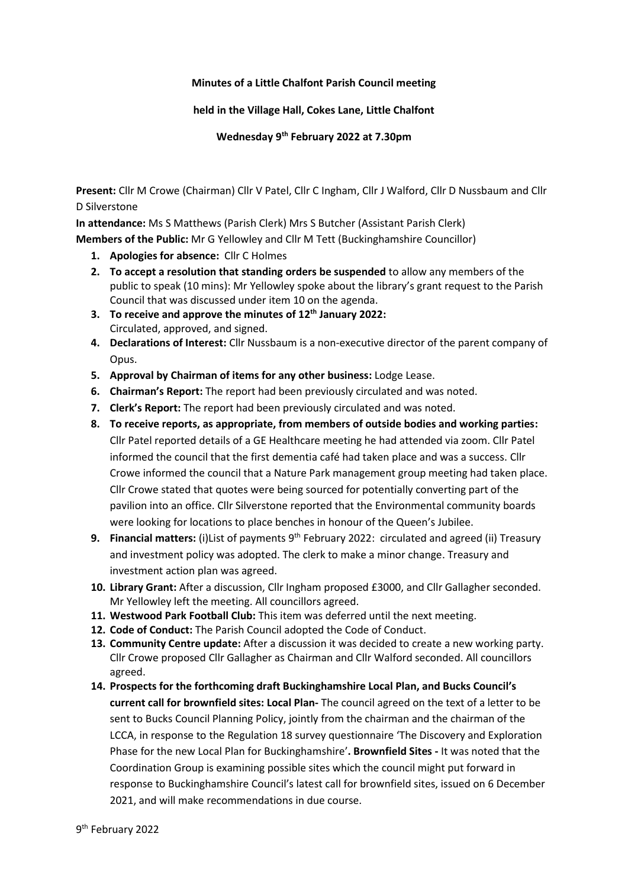**Minutes of a Little Chalfont Parish Council meeting**

**held in the Village Hall, Cokes Lane, Little Chalfont**

**Wednesday 9th February 2022 at 7.30pm**

**Present:** Cllr M Crowe (Chairman) Cllr V Patel, Cllr C Ingham, Cllr J Walford, Cllr D Nussbaum and Cllr D Silverstone

**In attendance:** Ms S Matthews (Parish Clerk) Mrs S Butcher (Assistant Parish Clerk)

**Members of the Public:** Mr G Yellowley and Cllr M Tett (Buckinghamshire Councillor)

1. **Apologies for absence:** Cllr C Holmes
2. **To accept a resolution that standing orders be suspended** to allow any members of the public to speak (10 mins): Mr Yellowley spoke about the library's grant request to the Parish Council that was discussed under item 10 on the agenda.
3. **To receive and approve the minutes of 12th January 2022:** Circulated, approved, and signed.
4. **Declarations of Interest:** Cllr Nussbaum is a non-executive director of the parent company of Opus.
5. **Approval by Chairman of items for any other business:** Lodge Lease.
6. **Chairman's Report:** The report had been previously circulated and was noted.
7. **Clerk's Report:** The report had been previously circulated and was noted.
8. **To receive reports, as appropriate, from members of outside bodies and working parties:** Cllr Patel reported details of a GE Healthcare meeting he had attended via zoom. Cllr Patel informed the council that the first dementia café had taken place and was a success. Cllr Crowe informed the council that a Nature Park management group meeting had taken place. Cllr Crowe stated that quotes were being sourced for potentially converting part of the pavilion into an office. Cllr Silverstone reported that the Environmental community boards were looking for locations to place benches in honour of the Queen's Jubilee.
9. **Financial matters:** (i)List of payments 9th February 2022: circulated and agreed (ii) Treasury and investment policy was adopted. The clerk to make a minor change. Treasury and investment action plan was agreed.
10. **Library Grant:** After a discussion, Cllr Ingham proposed £3000, and Cllr Gallagher seconded. Mr Yellowley left the meeting. All councillors agreed.
11. **Westwood Park Football Club:** This item was deferred until the next meeting.
12. **Code of Conduct:** The Parish Council adopted the Code of Conduct.
13. **Community Centre update:** After a discussion it was decided to create a new working party. Cllr Crowe proposed Cllr Gallagher as Chairman and Cllr Walford seconded. All councillors agreed.
14. **Prospects for the forthcoming draft Buckinghamshire Local Plan, and Bucks Council's current call for brownfield sites: Local Plan-** The council agreed on the text of a letter to be sent to Bucks Council Planning Policy, jointly from the chairman and the chairman of the LCCA, in response to the Regulation 18 survey questionnaire 'The Discovery and Exploration Phase for the new Local Plan for Buckinghamshire'**. Brownfield Sites -** It was noted that the Coordination Group is examining possible sites which the council might put forward in response to Buckinghamshire Council's latest call for brownfield sites, issued on 6 December 2021, and will make recommendations in due course.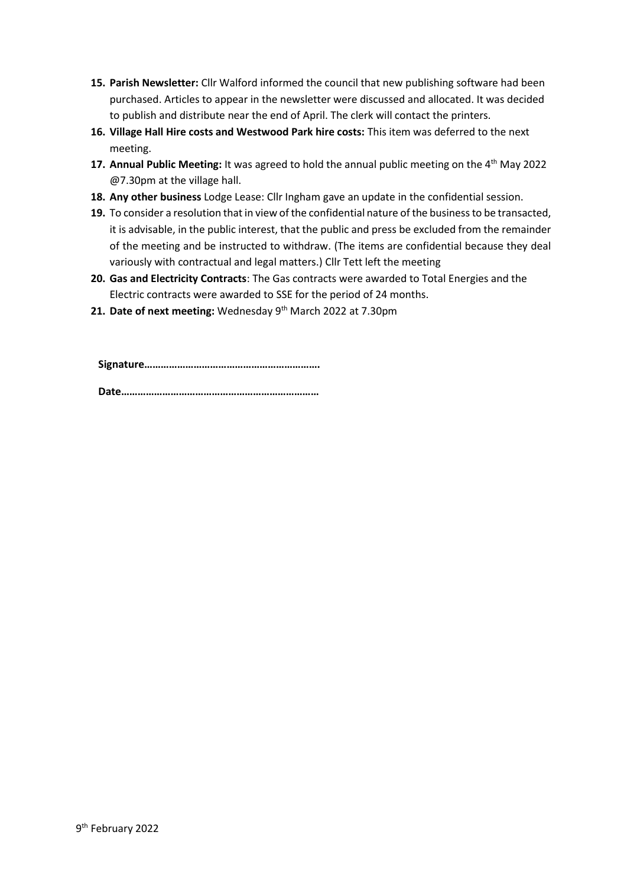15. **Parish Newsletter:** Cllr Walford informed the council that new publishing software had been purchased. Articles to appear in the newsletter were discussed and allocated. It was decided to publish and distribute near the end of April. The clerk will contact the printers.
16. **Village Hall Hire costs and Westwood Park hire costs:** This item was deferred to the next meeting.
17. **Annual Public Meeting:** It was agreed to hold the annual public meeting on the 4th May 2022 @7.30pm at the village hall.
18. **Any other business** Lodge Lease: Cllr Ingham gave an update in the confidential session.
19. To consider a resolution that in view of the confidential nature of the business to be transacted, it is advisable, in the public interest, that the public and press be excluded from the remainder of the meeting and be instructed to withdraw. (The items are confidential because they deal variously with contractual and legal matters.) Cllr Tett left the meeting
20. **Gas and Electricity Contracts**: The Gas contracts were awarded to Total Energies and the Electric contracts were awarded to SSE for the period of 24 months.
21. **Date of next meeting:** Wednesday 9th March 2022 at 7.30pm

**Signature……………………………………………………….**

**Date………………………………………………………………**

9th February 2022